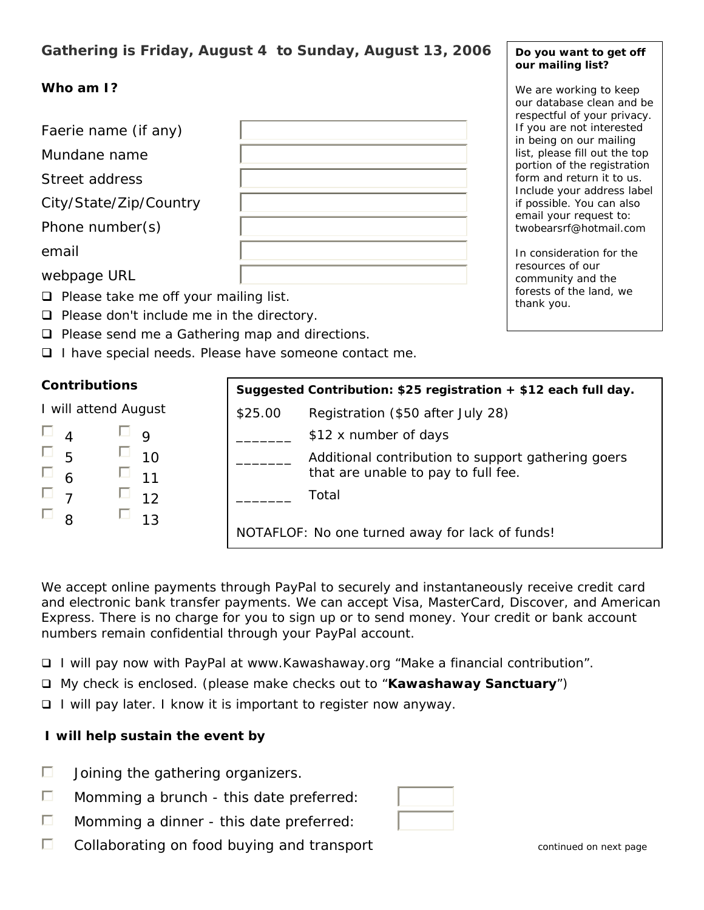**Gathering is Friday, August 4 to Sunday, August 13, 2006**

**Who am I?**

Faerie name (if any)

Mundane name

Street address

City/State/Zip/Country

Phone number(s)

email

webpage URL

- ☐ Please take me off your mailing list.
- ☐ Please don't include me in the directory.
- ☐ Please send me a Gathering map and directions.
- ☐ I have special needs. Please have someone contact me.

**Do you want to get off our mailing list?**

We are working to keep our database clean and be respectful of your privacy. If you are not interested in being on our mailing list, please fill out the top portion of the registration form and return it to us. Include your address label if possible. You can also email your request to: twobearsrf@hotmail.com

In consideration for the resources of our community and the forests of the land, we thank you.

**Contributions**

I will attend August

- ☐ 4
- ☐ 5
- ☐ 6
- ☐ 7
- ☐ 8
- ☐ 9
- ☐ 10
- ☐ 11
- ☐ 12
- ☐ 13

**Suggested Contribution: $25 registration + $12 each full day.**

| | |
|---|---|
| $25.00 | Registration ($50 after July 28) |
| _______ | $12 x number of days |
| _______ | Additional contribution to support gathering goers that are unable to pay to full fee. |
| _______ | Total |

NOTAFLOF: No one turned away for lack of funds!

We accept online payments through PayPal to securely and instantaneously receive credit card and electronic bank transfer payments. We can accept Visa, MasterCard, Discover, and American Express. There is no charge for you to sign up or to send money. Your credit or bank account numbers remain confidential through your PayPal account.

- ☐ I will pay now with PayPal at www.Kawashaway.org "Make a financial contribution".
- ☐ My check is enclosed. (please make checks out to "**Kawashaway Sanctuary**")
- ☐ I will pay later. I know it is important to register now anyway.

**I will help sustain the event by**

- ☐ Joining the gathering organizers.
- ☐ Momming a brunch - this date preferred:
- ☐ Momming a dinner - this date preferred:
- ☐ Collaborating on food buying and transport

continued on next page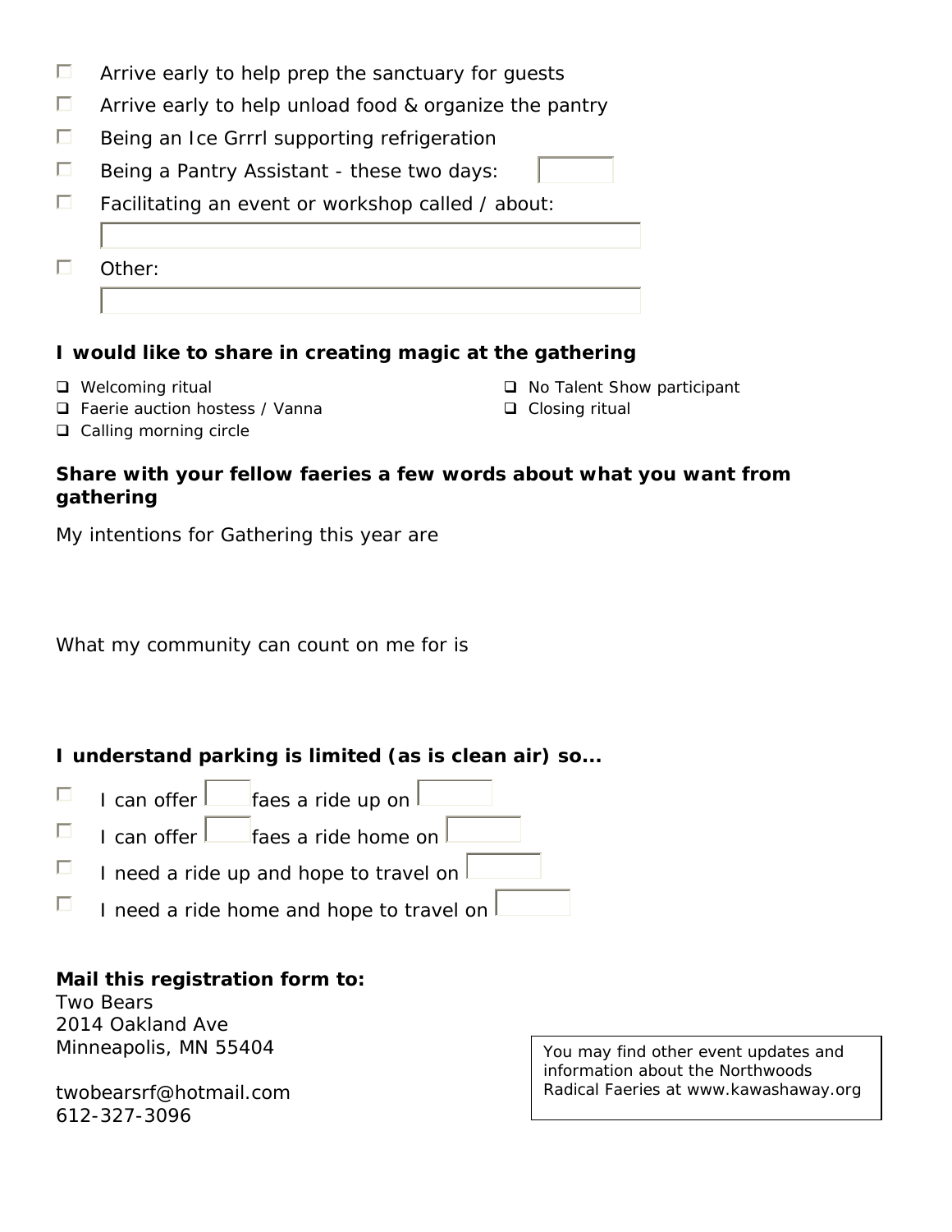- [ ] Arrive early to help prep the sanctuary for guests
- [ ] Arrive early to help unload food & organize the pantry
- [ ] Being an Ice Grrrl supporting refrigeration
- [ ] Being a Pantry Assistant - these two days: ______
- [ ] Facilitating an event or workshop called / about: ______
- [ ] Other: ______

**I would like to share in creating magic at the gathering**

- [ ] Welcoming ritual
- [ ] Faerie auction hostess / Vanna
- [ ] Calling morning circle
- [ ] No Talent Show participant
- [ ] Closing ritual

**Share with your fellow faeries a few words about what you want from gathering**

My intentions for Gathering this year are

What my community can count on me for is

**I understand parking is limited (as is clean air) so...**

- [ ] I can offer ______ faes a ride up on ______
- [ ] I can offer ______ faes a ride home on ______
- [ ] I need a ride up and hope to travel on ______
- [ ] I need a ride home and hope to travel on ______

**Mail this registration form to:**
Two Bears
2014 Oakland Ave
Minneapolis, MN 55404

twobearsrf@hotmail.com
612-327-3096

You may find other event updates and information about the Northwoods Radical Faeries at www.kawashaway.org